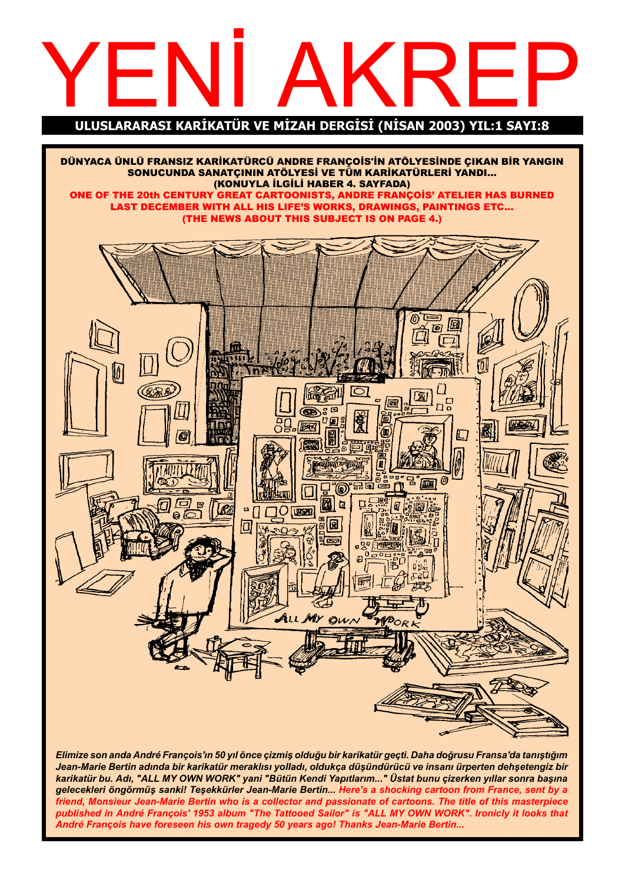# YENİ AKREP

**ULUSLARARASI KARİKATÜR VE MİZAH DERGİSİ (NİSAN 2003) YIL:1 SAYI:8**

**DÜNYACA ÜNLÜ FRANSIZ KARİKATÜRCÜ ANDRE FRANÇOİS'İN ATÖLYESİNDE ÇIKAN BİR YANGIN SONUCUNDA SANATÇININ ATÖLYESİ VE TÜM KARİKATÜRLERİ YANDI... (KONUYLA İLGİLİ HABER 4. SAYFADA)**

**ONE OF THE 20th CENTURY GREAT CARTOONISTS, ANDRE FRANÇOİS' ATELIER HAS BURNED LAST DECEMBER WITH ALL HIS LIFE'S WORKS, DRAWINGS, PAINTINGS ETC... (THE NEWS ABOUT THIS SUBJECT IS ON PAGE 4.)**

ALL MY OWN WORK

***Elimize son anda André François'ın 50 yıl önce çizmiş olduğu bir karikatür geçti. Daha doğrusu Fransa'da tanıştığım Jean-Marie Bertin adında bir karikatür meraklısı yolladı, oldukça düşündürücü ve insanı ürperten dehşetengiz bir karikatür bu. Adı, "ALL MY OWN WORK" yani "Bütün Kendi Yapıtlarım..." Üstat bunu çizerken yıllar sonra başına gelecekleri öngörmüş sanki! Teşekkürler Jean-Marie Bertin... Here's a shocking cartoon from France, sent by a friend, Monsieur Jean-Marie Bertin who is a collector and passionate of cartoons. The title of this masterpiece published in André François' 1953 album "The Tattooed Sailor" is "ALL MY OWN WORK". Ironicly it looks that André François have foreseen his own tragedy 50 years ago! Thanks Jean-Marie Bertin...***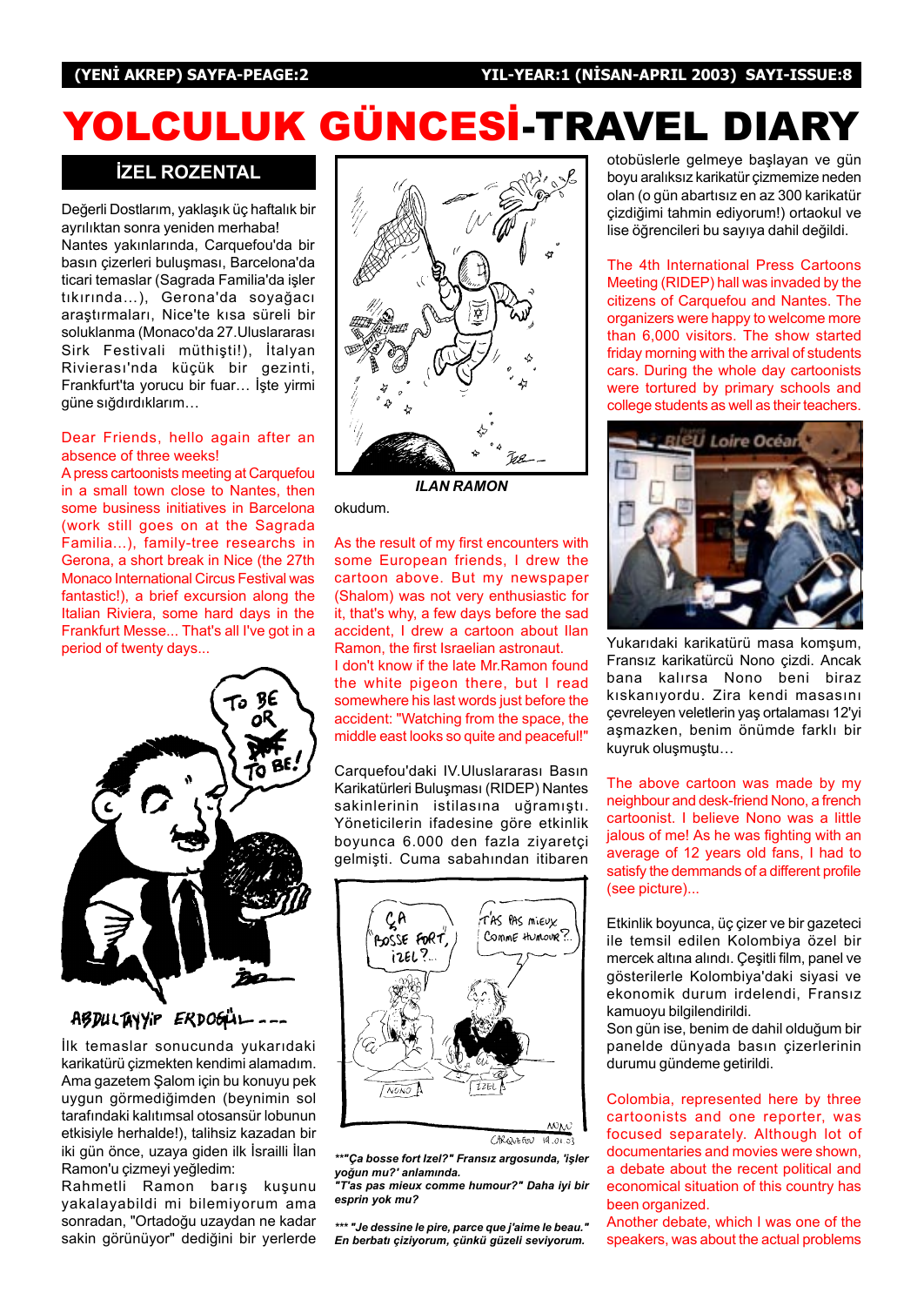# YOLCULUK GÜNCESİ-TRAVEL DIARY

## İZEL ROZENTAL

Değerli Dostlarım, yaklaşık üç haftalık bir ayrılıktan sonra yeniden merhaba!
Nantes yakınlarında, Carquefou'da bir basın çizerleri buluşması, Barcelona'da ticari temaslar (Sagrada Familia'da işler tıkırında...), Gerona'da soyağacı araştırmaları, Nice'te kısa süreli bir soluklanma (Monaco'da 27.Uluslararası Sirk Festivali müthişti!), İtalyan Rivierası'nda küçük bir gezinti, Frankfurt'ta yorucu bir fuar... İşte yirmi güne sığdırdıklarım…

Dear Friends, hello again after an absence of three weeks!
A press cartoonists meeting at Carquefou in a small town close to Nantes, then some business initiatives in Barcelona (work still goes on at the Sagrada Familia...), family-tree researchs in Gerona, a short break in Nice (the 27th Monaco International Circus Festival was fantastic!), a brief excursion along the Italian Riviera, some hard days in the Frankfurt Messe... That's all I've got in a period of twenty days...

ABDULTAYYİP ERDOĞAN ...

İlk temaslar sonucunda yukarıdaki karikatürü çizmekten kendimi alamadım. Ama gazetem Şalom için bu konuyu pek uygun görmediğimden (beynimin sol tarafındaki kalıtımsal otosansür lobunun etkisiyle herhalde!), talihsiz kazadan bir iki gün önce, uzaya giden ilk İsraili İlan Ramon'u çizmeyi yeğledim:
Rahmetli Ramon barış kuşunu yakalayabildi mi bilemiyorum ama sonradan, "Ortadoğu uzaydan ne kadar sakin görünüyor" dediğini bir yerlerde okudum.

*ILAN RAMON*

As the result of my first encounters with some European friends, I drew the cartoon above. But my newspaper (Shalom) was not very enthusiastic for it, that's why, a few days before the sad accident, I drew a cartoon about Ilan Ramon, the first Israelian astronaut.
I don't know if the late Mr.Ramon found the white pigeon there, but I read somewhere his last words just before the accident: "Watching from the space, the middle east looks so quite and peaceful!"

Carquefou'daki IV.Uluslararası Basın Karikatürleri Buluşması (RIDEP) Nantes sakinlerinin istilasına uğramıştı. Yöneticilerin ifadesine göre etkinlik boyunca 6.000 den fazla ziyaretçi gelmişti. Cuma sabahından itibaren otobüslerle gelmeye başlayan ve gün boyu aralıksız karikatür çizmemize neden olan (o gün abartısız en az 300 karikatür çizdiğimi tahmin ediyorum!) ortaokul ve lise öğrencileri bu sayıya dahil değildi.

***"Ça bosse fort Izel?" Fransız argosunda, 'işler yoğun mu?' anlamında.**
***"T'as pas mieux comme humour?" Daha iyi bir esprin yok mu?***

***** *"Je dessine le pire, parce que j'aime le beau."* **En berbatı çiziyorum, çünkü güzeli seviyorum.**

The 4th International Press Cartoons Meeting (RIDEP) hall was invaded by the citizens of Carquefou and Nantes. The organizers were happy to welcome more than 6,000 visitors. The show started friday morning with the arrival of students cars. During the whole day cartoonists were tortured by primary schools and college students as well as their teachers.

Yukarıdaki karikatürü masa komşum, Fransız karikatürcü Nono çizdi. Ancak bana kalırsa Nono beni biraz kıskanıyordu. Zira kendi masasını çevreleyen veletlerin yaş ortalaması 12'yi aşmazken, benim önümde farklı bir kuyruk oluşmuştu…

The above cartoon was made by my neighbour and desk-friend Nono, a french cartoonist. I believe Nono was a little jalous of me! As he was fighting with an average of 12 years old fans, I had to satisfy the demmands of a different profile (see picture)...

Etkinlik boyunca, üç çizer ve bir gazeteci ile temsil edilen Kolombiya özel bir mercek altına alındı. Çeşitli film, panel ve gösterilerle Kolombiya'daki siyasi ve ekonomik durum irdelendi, Fransız kamuoyu bilgilendirildi.
Son gün ise, benim de dahil olduğum bir panelde dünyada basın çizerlerinin durumu gündeme getirildi.

Colombia, represented here by three cartoonists and one reporter, was focused separately. Although lot of documentaries and movies were shown, a debate about the recent political and economical situation of this country has been organized.
Another debate, which I was one of the speakers, was about the actual problems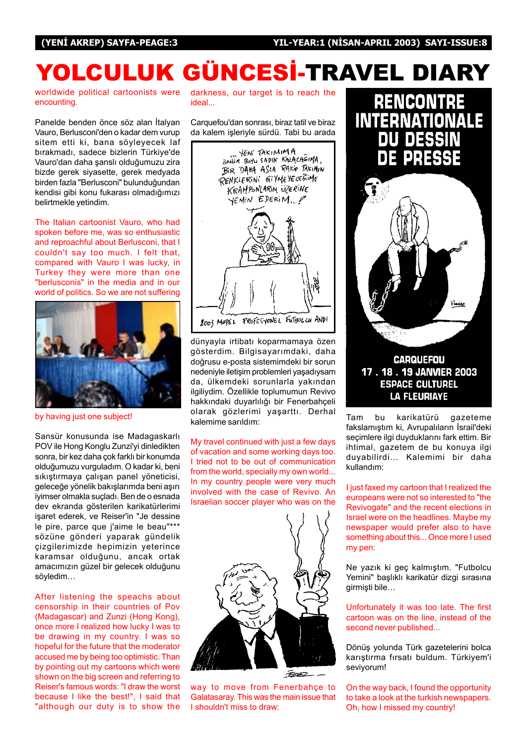# YOLCULUK GÜNCESİ-TRAVEL DIARY

worldwide political cartoonists were encounting.

Panelde benden önce söz alan İtalyan Vauro, Berlusconi'den o kadar dem vurup sitem etti ki, bana söyleyecek laf bırakmadı, sadece bizlerin Türkiye'de Vauro'dan daha şanslı olduğumuzu zira bizde gerek siyasette, gerek medyada birden fazla "Berlusconi" bulunduğundan kendisi gibi konu fukarası olmadığımızı belirtmekle yetindim.

The Italian cartoonist Vauro, who had spoken before me, was so enthusiastic and reproachful about Berlusconi, that I couldn't say too much. I felt that, compared with Vauro I was lucky, in Turkey they were more than one "berlusconis" in the media and in our world of politics. So we are not suffering by having just one subject!

Sansür konusunda ise Madagaskarlı POV ile Hong Konglu Zunzi'yi dinledikten sonra, bir kez daha çok farklı bir konumda olduğumuzu vurguladım. O kadar ki, beni sıkıştırmaya çalışan panel yöneticisi, geleceğe yönelik bakışlarımda beni aşırı iyimser olmakla suçladı. Ben de o esnada dev ekranda gösterilen karikatürlerimi işaret ederek, ve Reiser'in "Je dessine le pire, parce que j'aime le beau"*** sözüne gönderi yaparak gündelik çizgilerimizde hepimizin yeterince karamsar olduğunu, ancak ortak amacımızın güzel bir gelecek olduğunu söyledim…

After listening the speachs about censorship in their countries of Pov (Madagascar) and Zunzi (Hong Kong), once more I realized how lucky I was to be drawing in my country. I was so hopeful for the future that the moderator accused me by being too optimistic. Than by pointing out my cartoons which were shown on the big screen and referring to Reiser's famous words: "I draw the worst because I like the best!", I said that "although our duty is to show the darkness, our target is to reach the ideal...

Carquefou'dan sonrası, biraz tatil ve biraz da kalem işleriyle sürdü. Tabi bu arada dünyayla irtibatı koparmamaya özen gösterdim. Bilgisayarımdaki, daha doğrusu e-posta sistemimdeki bir sorun nedeniyle iletişim problemleri yaşadıysam da, ülkemdeki sorunlarla yakından ilgiliydim. Özellikle toplumumun Revivo hakkındaki duyarlılığı bir Fenerbahçeli olarak gözlerimi yaşarttı. Derhal kalemime sarıldım:

My travel continued with just a few days of vacation and some working days too. I tried not to be out of communication from the world, specially my own world... In my country people were very much involved with the case of Revivo. An Israelian soccer player who was on the way to move from Fenerbahçe to Galatasaray. This was the main issue that I shouldn't miss to draw:

**RENCONTRE INTERNATIONALE DU DESSIN DE PRESSE**

**CARQUEFOU**
**17 . 18 . 19 JANVIER 2003**
**ESPACE CULTUREL**
**LA FLEURIAYE**

Tam bu karikatürü gazeteme fakslamıştım ki, Avrupalıların İsrail'deki seçimlere ilgi duyduklarını fark ettim. Bir ihtimal, gazetem de bu konuya ilgi duyabilirdi… Kalemimi bir daha kullandım:

I just faxed my cartoon that I realized the europeans were not so interested to "the Revivogate" and the recent elections in Israel were on the headlines. Maybe my newspaper would prefer also to have something about this... Once more I used my pen:

Ne yazık ki geç kalmıştım. "Futbolcu Yemini" başlıklı karikatür dizgi sırasına girmişti bile…

Unfortunately it was too late. The first cartoon was on the line, instead of the second never published...

Dönüş yolunda Türk gazetelerini bolca karıştırma fırsatı buldum. Türkiyem'i seviyorum!

On the way back, I found the opportunity to take a look at the turkish newspapers. Oh, how I missed my country!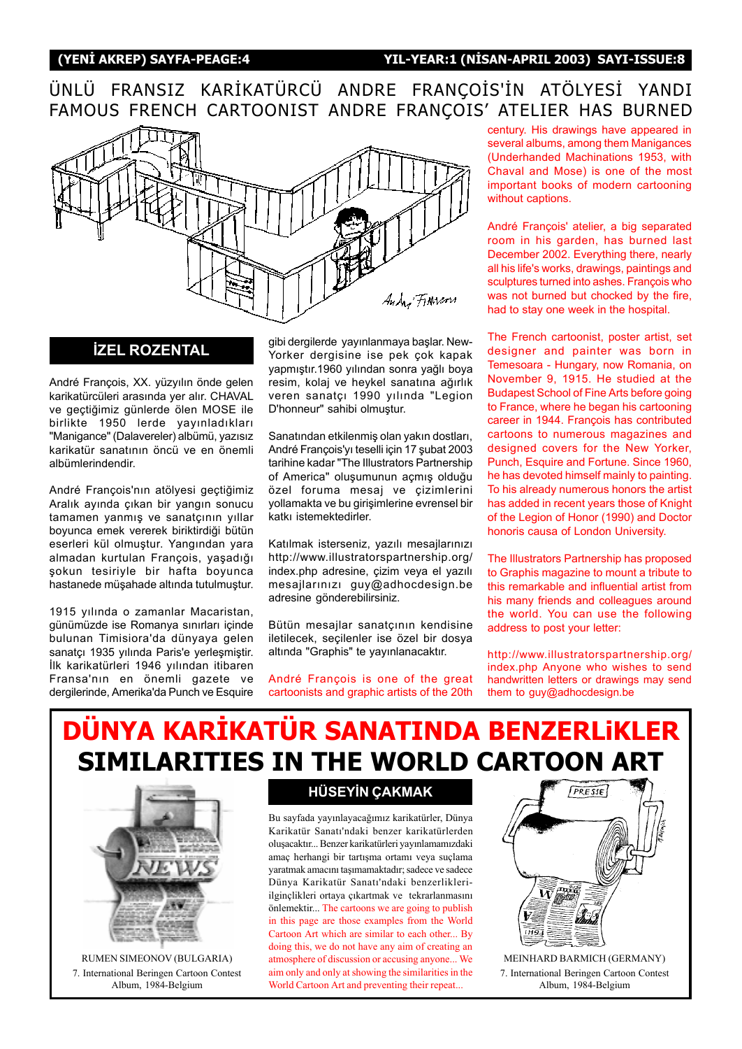# ÜNLÜ FRANSIZ KARİKATÜRCÜ ANDRE FRANÇOİS'İN ATÖLYESİ YANDI
# FAMOUS FRENCH CARTOONIST ANDRE FRANÇOIS' ATELIER HAS BURNED

## İZEL ROZENTAL

André François, XX. yüzyılın önde gelen karikatürcüleri arasında yer alır. CHAVAL ve geçtiğimiz günlerde ölen MOSE ile birlikte 1950 lerde yayınladıkları "Manigance" (Dalavereler) albümü, yazısız karikatür sanatının öncü ve en önemli albümlerindendir.

André François'nın atölyesi geçtiğimiz Aralık ayında çıkan bir yangın sonucu tamamen yanmış ve sanatçının yıllar boyunca emek vererek biriktirdiği bütün eserleri kül olmuştur. Yangından yara almadan kurtulan François, yaşadığı şokun tesiriyle bir hafta boyunca hastanede müşahade altında tutulmuştur.

1915 yılında o zamanlar Macaristan, günümüzde ise Romanya sınırları içinde bulunan Timisiora'da dünyaya gelen sanatçı 1935 yılında Paris'e yerleşmiştir. İlk karikatürleri 1946 yılından itibaren Fransa'nın en önemli gazete ve dergilerinde, Amerika'da Punch ve Esquire gibi dergilerde yayınlanmaya başlar. New-Yorker dergisine ise pek çok kapak yapmıştır.1960 yılından sonra yağlı boya resim, kolaj ve heykel sanatına ağırlık veren sanatçı 1990 yılında "Legion D'honneur" sahibi olmuştur.

Sanatından etkilenmiş olan yakın dostları, André François'yı teselli için 17 şubat 2003 tarihine kadar "The Illustrators Partnership of America" oluşumunun açmış olduğu özel foruma mesaj ve çizimlerini yollamakta ve bu girişimlerine evrensel bir katkı istemektedirler.

Katılmak isterseniz, yazılı mesajlarınızı http://www.illustratorspartnership.org/index.php adresine, çizim veya el yazılı mesajlarınızı guy@adhocdesign.be adresine gönderebilirsiniz.

Bütün mesajlar sanatçının kendisine iletilecek, seçilenler ise özel bir dosya altında "Graphis" te yayınlanacaktır.

André François is one of the great cartoonists and graphic artists of the 20th century. His drawings have appeared in several albums, among them Manigances (Underhanded Machinations 1953, with Chaval and Mose) is one of the most important books of modern cartooning without captions.

André François' atelier, a big separated room in his garden, has burned last December 2002. Everything there, nearly all his life's works, drawings, paintings and sculptures turned into ashes. François who was not burned but chocked by the fire, had to stay one week in the hospital.

The French cartoonist, poster artist, set designer and painter was born in Temesoara - Hungary, now Romania, on November 9, 1915. He studied at the Budapest School of Fine Arts before going to France, where he began his cartooning career in 1944. François has contributed cartoons to numerous magazines and designed covers for the New Yorker, Punch, Esquire and Fortune. Since 1960, he has devoted himself mainly to painting. To his already numerous honors the artist has added in recent years those of Knight of the Legion of Honor (1990) and Doctor honoris causa of London University.

The Illustrators Partnership has proposed to Graphis magazine to mount a tribute to this remarkable and influential artist from his many friends and colleagues around the world. You can use the following address to post your letter:

http://www.illustratorspartnership.org/index.php Anyone who wishes to send handwritten letters or drawings may send them to guy@adhocdesign.be

# DÜNYA KARİKATÜR SANATINDA BENZERLİKLER
# SIMILARITIES IN THE WORLD CARTOON ART

## HÜSEYİN ÇAKMAK

Bu sayfada yayınlayacağımız karikatürler, Dünya Karikatür Sanatı'ndaki benzer karikatürlerden oluşacaktır... Benzer karikatürleri yayınlamamızdaki amaç herhangi bir tartışma ortamı veya suçlama yaratmak amacını taşımamaktadır; sadece ve sadece Dünya Karikatür Sanatı'ndaki benzerlikleri-ilginçlikleri ortaya çıkartmak ve tekrarlanmasını önlemektir... The cartoons we are going to publish in this page are those examples from the World Cartoon Art which are similar to each other... By doing this, we do not have any aim of creating an atmosphere of discussion or accusing anyone... We aim only and only at showing the similarities in the World Cartoon Art and preventing their repeat...

RUMEN SIMEONOV (BULGARIA)
7. International Beringen Cartoon Contest Album, 1984-Belgium

MEINHARD BARMICH (GERMANY)
7. International Beringen Cartoon Contest Album, 1984-Belgium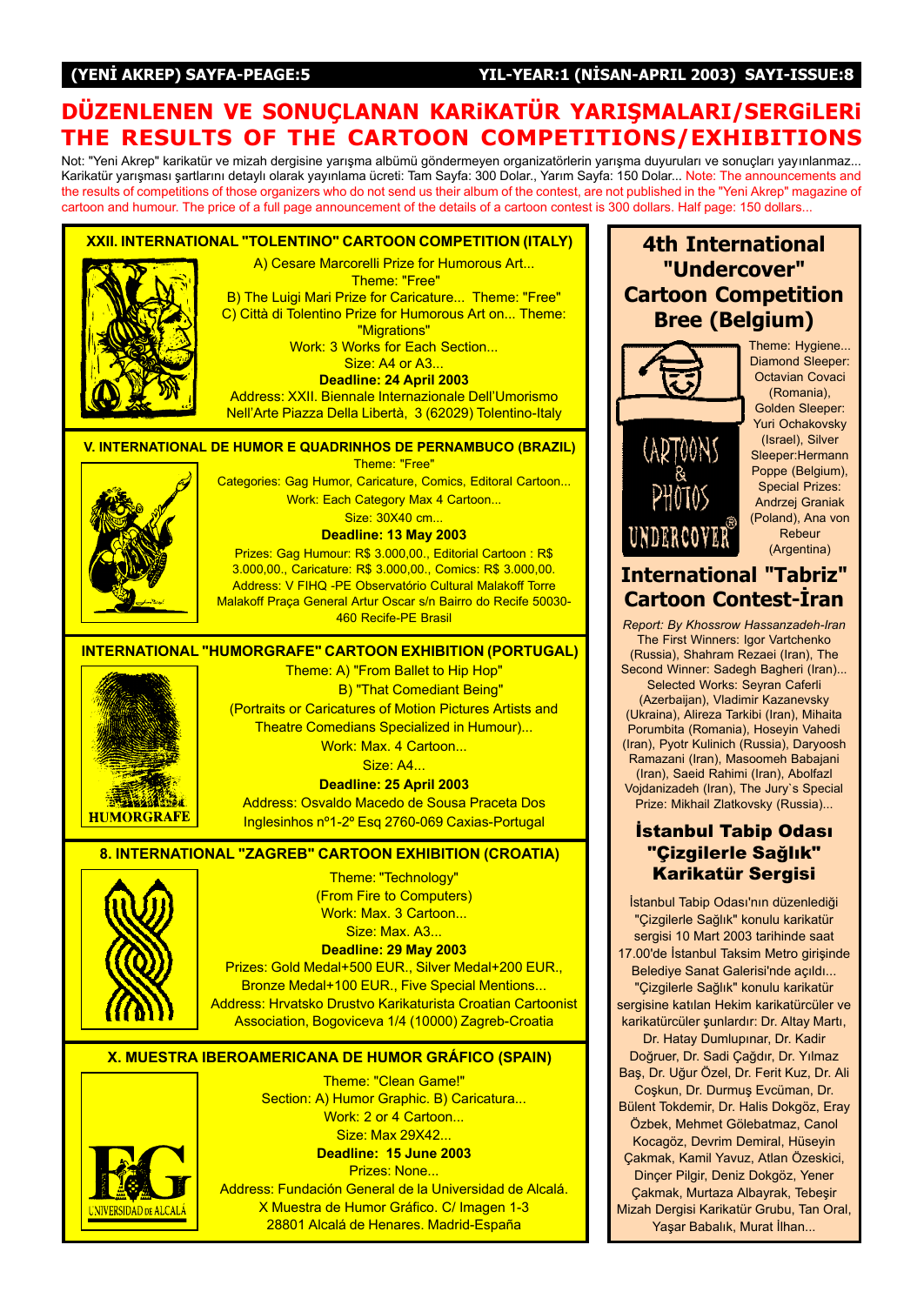# DÜZENLENEN VE SONUÇLANAN KARiKATÜR YARIŞMALARI/SERGiLERi
# THE RESULTS OF THE CARTOON COMPETITIONS/EXHIBITIONS

Not: "Yeni Akrep" karikatür ve mizah dergisine yarışma albümü göndermeyen organizatörlerin yarışma duyuruları ve sonuçları yayınlanmaz... Karikatür yarışması şartlarını detaylı olarak yayınlama ücreti: Tam Sayfa: 300 Dolar., Yarım Sayfa: 150 Dolar... Note: The announcements and the results of competitions of those organizers who do not send us their album of the contest, are not published in the "Yeni Akrep" magazine of cartoon and humour. The price of a full page announcement of the details of a cartoon contest is 300 dollars. Half page: 150 dollars...

## XXII. INTERNATIONAL "TOLENTINO" CARTOON COMPETITION (ITALY)

A) Cesare Marcorelli Prize for Humorous Art...
Theme: "Free"
B) The Luigi Mari Prize for Caricature... Theme: "Free"
C) Città di Tolentino Prize for Humorous Art on... Theme: "Migrations"
Work: 3 Works for Each Section...
Size: A4 or A3...
**Deadline: 24 April 2003**
Address: XXII. Biennale Internazionale Dell'Umorismo Nell'Arte Piazza Della Libertà, 3 (62029) Tolentino-Italy

## V. INTERNATIONAL DE HUMOR E QUADRINHOS DE PERNAMBUCO (BRAZIL)

Theme: "Free"
Categories: Gag Humor, Caricature, Comics, Editoral Cartoon...
Work: Each Category Max 4 Cartoon...
Size: 30X40 cm...
**Deadline: 13 May 2003**
Prizes: Gag Humour: R$ 3.000,00., Editorial Cartoon : R$ 3.000,00., Caricature: R$ 3.000,00., Comics: R$ 3.000,00.
Address: V FIHQ -PE Observatório Cultural Malakoff Torre Malakoff Praça General Artur Oscar s/n Bairro do Recife 50030-460 Recife-PE Brasil

## INTERNATIONAL "HUMORGRAFE" CARTOON EXHIBITION (PORTUGAL)

Theme: A) "From Ballet to Hip Hop"
B) "That Comediant Being"
(Portraits or Caricatures of Motion Pictures Artists and Theatre Comedians Specialized in Humour)...
Work: Max. 4 Cartoon...
Size: A4...
**Deadline: 25 April 2003**
Address: Osvaldo Macedo de Sousa Praceta Dos Inglesinhos nº1-2º Esq 2760-069 Caxias-Portugal

## 8. INTERNATIONAL "ZAGREB" CARTOON EXHIBITION (CROATIA)

Theme: "Technology"
(From Fire to Computers)
Work: Max. 3 Cartoon...
Size: Max. A3...
**Deadline: 29 May 2003**
Prizes: Gold Medal+500 EUR., Silver Medal+200 EUR., Bronze Medal+100 EUR., Five Special Mentions...
Address: Hrvatsko Drustvo Karikaturista Croatian Cartoonist Association, Bogoviceva 1/4 (10000) Zagreb-Croatia

## X. MUESTRA IBEROAMERICANA DE HUMOR GRÁFICO (SPAIN)

Theme: "Clean Game!"
Section: A) Humor Graphic. B) Caricatura...
Work: 2 or 4 Cartoon...
Size: Max 29X42...
**Deadline: 15 June 2003**
Prizes: None...
Address: Fundación General de la Universidad de Alcalá. X Muestra de Humor Gráfico. C/ Imagen 1-3 28801 Alcalá de Henares. Madrid-España

## 4th International "Undercover" Cartoon Competition Bree (Belgium)

Theme: Hygiene... Diamond Sleeper: Octavian Covaci (Romania), Golden Sleeper: Yuri Ochakovsky (Israel), Silver Sleeper:Hermann Poppe (Belgium), Special Prizes: Andrzej Graniak (Poland), Ana von Rebeur (Argentina)

## International "Tabriz" Cartoon Contest-İran

*Report: By Khossrow Hassanzadeh-Iran*
The First Winners: Igor Vartchenko (Russia), Shahram Rezaei (Iran), The Second Winner: Sadegh Bagheri (Iran)... Selected Works: Seyran Caferli (Azerbaijan), Vladimir Kazanevsky (Ukraina), Alireza Tarkibi (Iran), Mihaita Porumbita (Romania), Hoseyin Vahedi (Iran), Pyotr Kulinich (Russia), Daryoosh Ramazani (Iran), Masoomeh Babajani (Iran), Saeid Rahimi (Iran), Abolfazl Vojdanizadeh (Iran), The Jury`s Special Prize: Mikhail Zlatkovsky (Russia)...

## İstanbul Tabip Odası "Çizgilerle Sağlık" Karikatür Sergisi

İstanbul Tabip Odası'nın düzenlediği "Çizgilerle Sağlık" konulu karikatür sergisi 10 Mart 2003 tarihinde saat 17.00'de İstanbul Taksim Metro girişinde Belediye Sanat Galerisi'nde açıldı... "Çizgilerle Sağlık" konulu karikatür sergisine katılan Hekim karikatürcüler ve karikatürcüler şunlardır: Dr. Altay Martı, Dr. Hatay Dumlupınar, Dr. Kadir Doğruer, Dr. Sadi Çağdır, Dr. Yılmaz Baş, Dr. Uğur Özel, Dr. Ferit Kuz, Dr. Ali Coşkun, Dr. Durmuş Evcüman, Dr. Bülent Tokdemir, Dr. Halis Dokgöz, Eray Özbek, Mehmet Gölebatmaz, Canol Kocagöz, Devrim Demiral, Hüseyin Çakmak, Kamil Yavuz, Atlan Özeskici, Dinçer Pilgir, Deniz Dokgöz, Yener Çakmak, Murtaza Albayrak, Tebeşir Mizah Dergisi Karikatür Grubu, Tan Oral, Yaşar Babalık, Murat İlhan...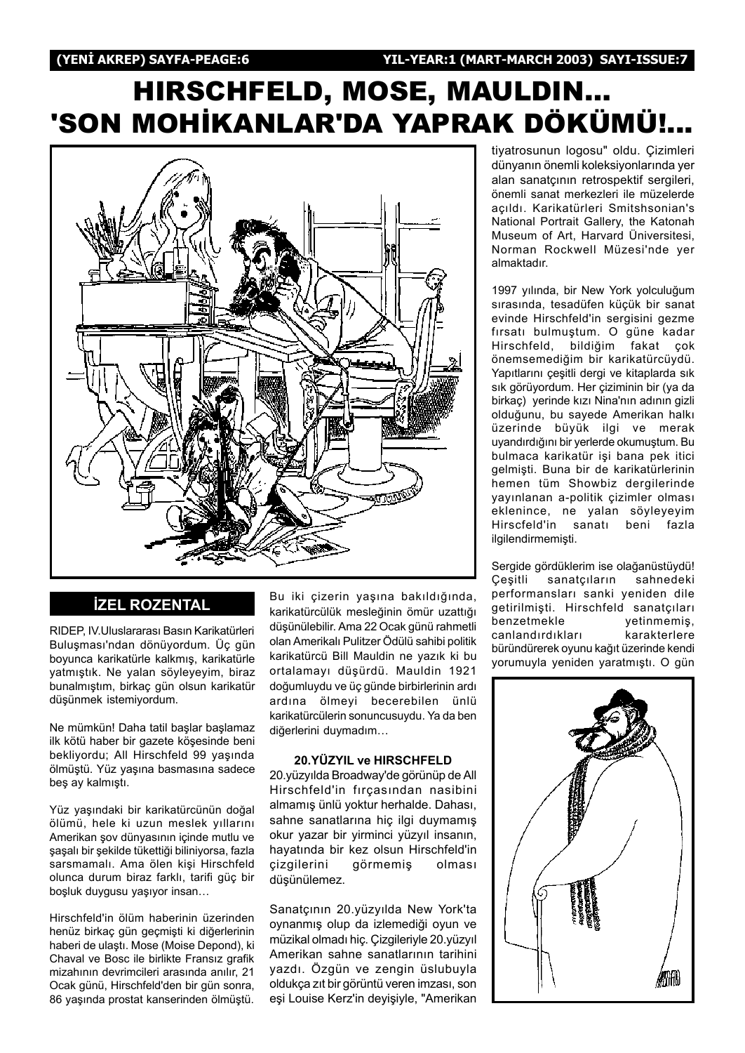# HIRSCHFELD, MOSE, MAULDIN...
# 'SON MOHİKANLAR'DA YAPRAK DÖKÜMÜ!...

## İZEL ROZENTAL

RIDEP, IV.Uluslararası Basın Karikatürleri Buluşması'ndan dönüyordum. Üç gün boyunca karikatürle kalkmış, karikatürle yatmıştık. Ne yalan söyleyeyim, biraz bunalmıştım, birkaç gün olsun karikatür düşünmek istemiyordum.

Ne mümkün! Daha tatil başlar başlamaz ilk kötü haber bir gazete köşesinde beni bekliyordu; All Hirschfeld 99 yaşında ölmüştü. Yüz yaşına basmasına sadece beş ay kalmıştı.

Yüz yaşındaki bir karikatürcünün doğal ölümü, hele ki uzun meslek yıllarını Amerikan şov dünyasının içinde mutlu ve şaşalı bir şekilde tükettiği biliniyorsa, fazla sarsmamalı. Ama ölen kişi Hirschfeld olunca durum biraz farklı, tarifi güç bir boşluk duygusu yaşıyor insan…

Hirschfeld'in ölüm haberinin üzerinden henüz birkaç gün geçmişti ki diğerlerinin haberi de ulaştı. Mose (Moise Depond), ki Chaval ve Bosc ile birlikte Fransız grafik mizahının devrimcileri arasında anılır, 21 Ocak günü, Hirschfeld'den bir gün sonra, 86 yaşında prostat kanserinden ölmüştü. Bu iki çizerin yaşına bakıldığında, karikatürcülük mesleğinin ömür uzattığı düşünülebilir. Ama 22 Ocak günü rahmetli olan Amerikalı Pulitzer Ödülü sahibi politik karikatürcü Bill Mauldin ne yazık ki bu ortalamayı düşürdü. Mauldin 1921 doğumluydu ve üç günde birbirlerinin ardı ardına ölmeyi becerebilen ünlü karikatürcülerin sonuncusuydu. Ya da ben diğerlerini duymadım…

### 20.YÜZYIL ve HIRSCHFELD

20.yüzyılda Broadway'de görünüp de All Hirschfeld'in fırçasından nasibini almamış ünlü yoktur herhalde. Dahası, sahne sanatlarına hiç ilgi duymamış okur yazar bir yirminci yüzyıl insanın, hayatında bir kez olsun Hirschfeld'in çizgilerini görmemiş olması düşünülemez.

Sanatçının 20.yüzyılda New York'ta oynanmış olup da izlemediği oyun ve müzikal olmadı hiç. Çizgileriyle 20.yüzyıl Amerikan sahne sanatlarının tarihini yazdı. Özgün ve zengin üslubuyla oldukça zıt bir görüntü veren imzası, son eşi Louise Kerz'in deyişiyle, "Amerikan tiyatrosunun logosu" oldu. Çizimleri dünyanın önemli koleksiyonlarında yer alan sanatçının retrospektif sergileri, önemli sanat merkezleri ile müzelerde açıldı. Karikatürleri Smitshsonian's National Portrait Gallery, the Katonah Museum of Art, Harvard Üniversitesi, Norman Rockwell Müzesi'nde yer almaktadır.

1997 yılında, bir New York yolculuğum sırasında, tesadüfen küçük bir sanat evinde Hirschfeld'in sergisini gezme fırsatı bulmuştum. O güne kadar Hirschfeld, bildiğim fakat çok önemsemediğim bir karikatürcüydü. Yapıtlarını çeşitli dergi ve kitaplarda sık sık görüyordum. Her çiziminin bir (ya da birkaç) yerinde kızı Nina'nın adının gizli olduğunu, bu sayede Amerikan halkı üzerinde büyük ilgi ve merak uyandırdığını bir yerlerde okumuştum. Bu bulmaca karikatür işi bana pek itici gelmişti. Buna bir de karikatürlerinin hemen tüm Showbiz dergilerinde yayınlanan a-politik çizimler olması eklenince, ne yalan söyleyeyim Hirscfeld'in sanatı beni fazla ilgilendirmemişti.

Sergide gördüklerim ise olağanüstüydü! Çeşitli sanatçıların sahnedeki performansları sanki yeniden dile getirilmişti. Hirschfeld sanatçıları benzetmekle yetinmemiş, canlandırdıkları karakterlere büründürerek oyunu kağıt üzerinde kendi yorumuyla yeniden yaratmıştı. O gün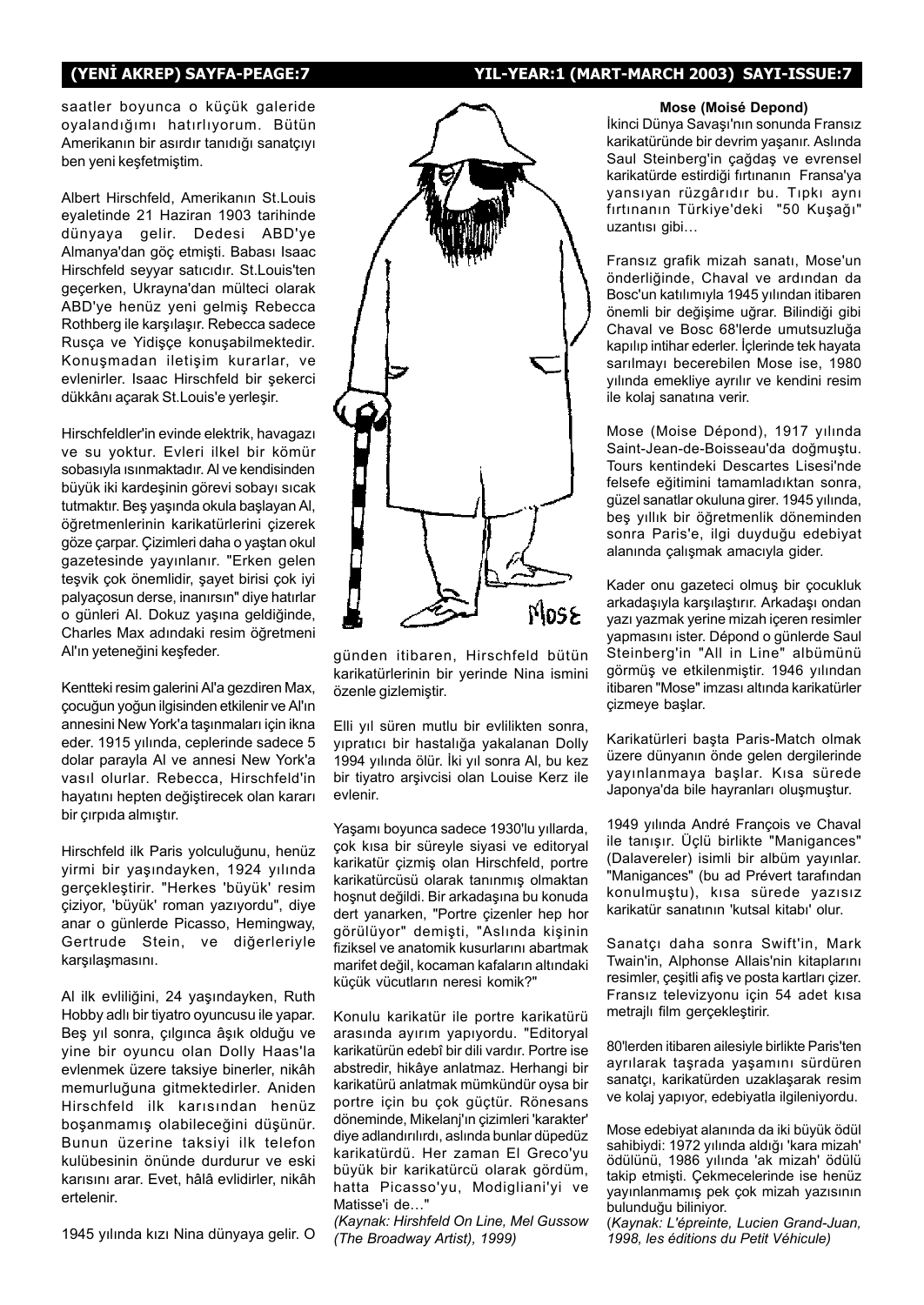saatler boyunca o küçük galeride oyalandığımı hatırlıyorum. Bütün Amerikanın bir asırdır tanıdığı sanatçıyı ben yeni keşfetmiştim.

Albert Hirschfeld, Amerikanın St.Louis eyaletinde 21 Haziran 1903 tarihinde dünyaya gelir. Dedesi ABD'ye Almanya'dan göç etmişti. Babası Isaac Hirschfeld seyyar satıcıdır. St.Louis'ten geçerken, Ukrayna'dan mülteci olarak ABD'ye henüz yeni gelmiş Rebecca Rothberg ile karşılaşır. Rebecca sadece Rusça ve Yidişçe konuşabilmektedir. Konuşmadan iletişim kurarlar, ve evlenirler. Isaac Hirschfeld bir şekerci dükkânı açarak St.Louis'e yerleşir.

Hirschfeldler'in evinde elektrik, havagazı ve su yoktur. Evleri ilkel bir kömür sobasıyla ısınmaktadır. Al ve kendisinden büyük iki kardeşinin görevi sobayı sıcak tutmaktır. Beş yaşında okula başlayan Al, öğretmenlerinin karikatürlerini çizerek göze çarpar. Çizimleri daha o yaştan okul gazetesinde yayınlanır. "Erken gelen teşvik çok önemlidir, şayet birisi çok iyi palyaçosun derse, inanırsın" diye hatırlar o günleri Al. Dokuz yaşına geldiğinde, Charles Max adındaki resim öğretmeni Al'ın yeteneğini keşfeder.

Kentteki resim galerini Al'a gezdiren Max, çocuğun yoğun ilgisinden etkilenir ve Al'ın annesini New York'a taşınmaları için ikna eder. 1915 yılında, ceplerinde sadece 5 dolar parayla Al ve annesi New York'a vasıl olurlar. Rebecca, Hirschfeld'in hayatını hepten değiştirecek olan kararı bir çırpıda almıştır.

Hirschfeld ilk Paris yolculuğunu, henüz yirmi bir yaşındayken, 1924 yılında gerçekleştirir. "Herkes 'büyük' resim çiziyor, 'büyük' roman yazıyordu", diye anar o günlerde Picasso, Hemingway, Gertrude Stein, ve diğerleriyle karşılaşmasını.

Al ilk evliliğini, 24 yaşındayken, Ruth Hobby adlı bir tiyatro oyuncusu ile yapar. Beş yıl sonra, çılgınca âşık olduğu ve yine bir oyuncu olan Dolly Haas'la evlenmek üzere taksiye binerler, nikâh memurluğuna gitmektedirler. Aniden Hirschfeld ilk karısından henüz boşanmamış olabileceğini düşünür. Bunun üzerine taksiyi ilk telefon kulübesinin önünde durdurur ve eski karısını arar. Evet, hâlâ evlidirler, nikâh ertelenir.

1945 yılında kızı Nina dünyaya gelir. O günden itibaren, Hirschfeld bütün karikatürlerinin bir yerinde Nina ismini özenle gizlemiştir.

Elli yıl süren mutlu bir evlilikten sonra, yıpratıcı bir hastalığa yakalanan Dolly 1994 yılında ölür. İki yıl sonra Al, bu kez bir tiyatro arşivcisi olan Louise Kerz ile evlenir.

Yaşamı boyunca sadece 1930'lu yıllarda, çok kısa bir süreyle siyasi ve editoryal karikatür çizmiş olan Hirschfeld, portre karikatürcüsü olarak tanınmış olmaktan hoşnut değildi. Bir arkadaşına bu konuda dert yanarken, "Portre çizenler hep hor görülüyor" demişti, "Aslında kişinin fiziksel ve anatomik kusurlarını abartmak marifet değil, kocaman kafaların altındaki küçük vücutların neresi komik?"

Konulu karikatür ile portre karikatürü arasında ayırım yapıyordu. "Editoryal karikatürün edebî bir dili vardır. Portre ise abstredir, hikâye anlatmaz. Herhangi bir karikatürü anlatmak mümkündür oysa bir portre için bu çok güçtür. Rönesans döneminde, Mikelanj'ın çizimleri 'karakter' diye adlandırılırdı, aslında bunlar düpedüz karikatürdü. Her zaman El Greco'yu büyük bir karikatürcü olarak gördüm, hatta Picasso'yu, Modigliani'yi ve Matisse'i de…"

*(Kaynak: Hirshfeld On Line, Mel Gussow (The Broadway Artist), 1999)*

**Mose (Moisé Depond)**

İkinci Dünya Savaşı'nın sonunda Fransız karikatüründe bir devrim yaşanır. Aslında Saul Steinberg'in çağdaş ve evrensel karikatürde estirdiği fırtınanın Fransa'ya yansıyan rüzgârıdır bu. Tıpkı aynı fırtınanın Türkiye'deki "50 Kuşağı" uzantısı gibi…

Fransız grafik mizah sanatı, Mose'un önderliğinde, Chaval ve ardından da Bosc'un katılımıyla 1945 yılından itibaren önemli bir değişime uğrar. Bilindiği gibi Chaval ve Bosc 68'lerde umutsuzluğa kapılıp intihar ederler. İçlerinde tek hayata sarılmayı becerebilen Mose ise, 1980 yılında emekliye ayrılır ve kendini resim ile kolaj sanatına verir.

Mose (Moise Dépond), 1917 yılında Saint-Jean-de-Boisseau'da doğmuştu. Tours kentindeki Descartes Lisesi'nde felsefe eğitimini tamamladıktan sonra, güzel sanatlar okuluna girer. 1945 yılında, beş yıllık bir öğretmenlik döneminden sonra Paris'e, ilgi duyduğu edebiyat alanında çalışmak amacıyla gider.

Kader onu gazeteci olmuş bir çocukluk arkadaşıyla karşılaştırır. Arkadaşı ondan yazı yazmak yerine mizah içeren resimler yapmasını ister. Dépond o günlerde Saul Steinberg'in "All in Line" albümünü görmüş ve etkilenmiştir. 1946 yılından itibaren "Mose" imzası altında karikatürler çizmeye başlar.

Karikatürleri başta Paris-Match olmak üzere dünyanın önde gelen dergilerinde yayınlanmaya başlar. Kısa sürede Japonya'da bile hayranları oluşmuştur.

1949 yılında André François ve Chaval ile tanışır. Üçlü birlikte "Manigances" (Dalavereler) isimli bir albüm yayınlar. "Manigances" (bu ad Prévert tarafından konulmuştu), kısa sürede yazısız karikatür sanatının 'kutsal kitabı' olur.

Sanatçı daha sonra Swift'in, Mark Twain'in, Alphonse Allais'nin kitaplarını resimler, çeşitli afiş ve posta kartları çizer. Fransız televizyonu için 54 adet kısa metrajlı film gerçekleştirir.

80'lerden itibaren ailesiyle birlikte Paris'ten ayrılarak taşrada yaşamını sürdüren sanatçı, karikatürden uzaklaşarak resim ve kolaj yapıyor, edebiyatla ilgileniyordu.

Mose edebiyat alanında da iki büyük ödül sahibiydi: 1972 yılında aldığı 'kara mizah' ödülünü, 1986 yılında 'ak mizah' ödülü takip etmişti. Çekmecelerinde ise henüz yayınlanmamış pek çok mizah yazısının bulunduğu biliniyor.

*(Kaynak: L'épreinte, Lucien Grand-Juan, 1998, les éditions du Petit Véhicule)*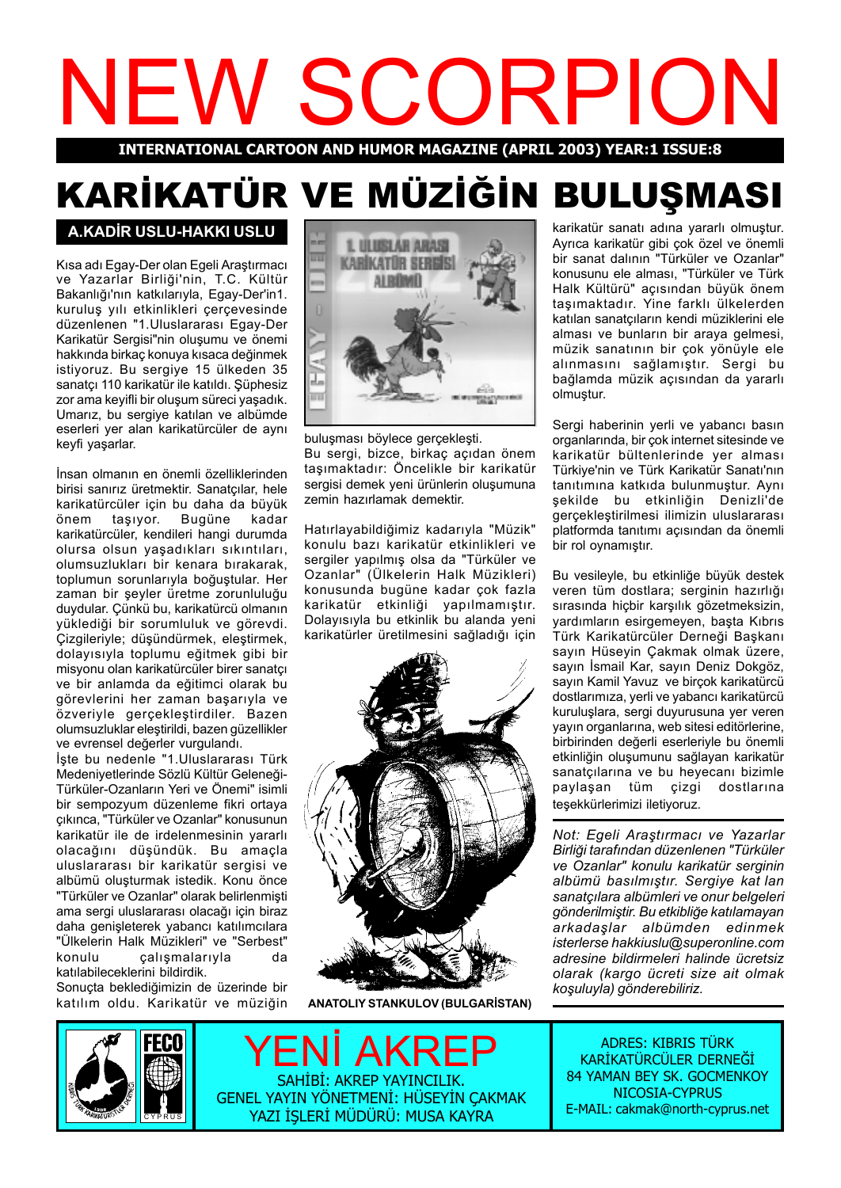# NEW SCORPION

**INTERNATIONAL CARTOON AND HUMOR MAGAZINE (APRIL 2003) YEAR:1 ISSUE:8**

# KARİKATÜR VE MÜZİĞİN BULUŞMASI

**A.KADİR USLU-HAKKI USLU**

Kısa adı Egay-Der olan Egeli Araştırmacı ve Yazarlar Birliği'nin, T.C. Kültür Bakanlığı'nın katkılarıyla, Egay-Der'in1. kuruluş yılı etkinlikleri çerçevesinde düzenlenen "1.Uluslararası Egay-Der Karikatür Sergisi"nin oluşumu ve önemi hakkında birkaç konuya kısaca değinmek istiyoruz. Bu sergiye 15 ülkeden 35 sanatçı 110 karikatür ile katıldı. Şüphesiz zor ama keyifli bir oluşum süreci yaşadık. Umarız, bu sergiye katılan ve albümde eserleri yer alan karikatürcüler de aynı keyfi yaşarlar.

İnsan olmanın en önemli özelliklerinden birisi sanırız üretmektir. Sanatçılar, hele karikatürcüler için bu daha da büyük önem taşıyor. Bugüne kadar karikatürcüler, kendileri hangi durumda olursa olsun yaşadıkları sıkıntıları, olumsuzlukları bir kenara bırakarak, toplumun sorunlarıyla boğuştular. Her zaman bir şeyler üretme zorunluluğu duydular. Çünkü bu, karikatürcü olmanın yüklediği bir sorumluluk ve görevdi. Çizgileriyle; düşündürmek, eleştirmek, dolayısıyla toplumu eğitmek gibi bir misyonu olan karikatürcüler birer sanatçı ve bir anlamda da eğitimci olarak bu görevlerini her zaman başarıyla ve özveriyle gerçekleştirdiler. Bazen olumsuzluklar eleştirildi, bazen güzellikler ve evrensel değerler vurgulandı.

İşte bu nedenle "1.Uluslararası Türk Medeniyetlerinde Sözlü Kültür Geleneği-Türküler-Ozanların Yeri ve Önemi" isimli bir sempozyum düzenleme fikri ortaya çıkınca, "Türküler ve Ozanlar" konusunun karikatür ile de irdelenmesinin yararlı olacağını düşündük. Bu amaçla uluslararası bir karikatür sergisi ve albümü oluşturmak istedik. Konu önce "Türküler ve Ozanlar" olarak belirlenmişti ama sergi uluslararası olacağı için biraz daha genişleterek yabancı katılımcılara "Ülkelerin Halk Müzikleri" ve "Serbest" konulu çalışmalarıyla da katılabileceklerini bildirdik.

Sonuçta beklediğimizin de üzerinde bir katılım oldu. Karikatür ve müziğin buluşması böylece gerçekleşti.

Bu sergi, bizce, birkaç açıdan önem taşımaktadır: Öncelikle bir karikatür sergisi demek yeni ürünlerin oluşumuna zemin hazırlamak demektir.

Hatırlayabildiğimiz kadarıyla "Müzik" konulu bazı karikatür etkinlikleri ve sergiler yapılmış olsa da "Türküler ve Ozanlar" (Ülkelerin Halk Müzikleri) konusunda bugüne kadar çok fazla karikatür etkinliği yapılmamıştır. Dolayısıyla bu etkinlik bu alanda yeni karikatürler üretilmesini sağladığı için karikatür sanatı adına yararlı olmuştur. Ayrıca karikatür gibi çok özel ve önemli bir sanat dalının "Türküler ve Ozanlar" konusunu ele alması, "Türküler ve Türk Halk Kültürü" açısından büyük önem taşımaktadır. Yine farklı ülkelerden katılan sanatçıların kendi müziklerini ele alması ve bunların bir araya gelmesi, müzik sanatının bir çok yönüyle ele alınmasını sağlamıştır. Sergi bu bağlamda müzik açısından da yararlı olmuştur.

**ANATOLIY STANKULOV (BULGARİSTAN)**

Sergi haberinin yerli ve yabancı basın organlarında, bir çok internet sitesinde ve karikatür bültenlerinde yer alması Türkiye'nin ve Türk Karikatür Sanatı'nın tanıtımına katkıda bulunmuştur. Aynı şekilde bu etkinliğin Denizli'de gerçekleştirilmesi ilimizin uluslararası platformda tanıtımı açısından da önemli bir rol oynamıştır.

Bu vesileyle, bu etkinliğe büyük destek veren tüm dostlara; serginin hazırlığı sırasında hiçbir karşılık gözetmeksizin, yardımların esirgemeyen, başta Kıbrıs Türk Karikatürcüler Derneği Başkanı sayın Hüseyin Çakmak olmak üzere, sayın İsmail Kar, sayın Deniz Dokgöz, sayın Kamil Yavuz ve birçok karikatürcü dostlarımıza, yerli ve yabancı karikatürcü kuruluşlara, sergi duyurusuna yer veren yayın organlarına, web sitesi editörlerine, birbirinden değerli eserleriyle bu önemli etkinliğin oluşumunu sağlayan karikatür sanatçılarına ve bu heyecanı bizimle paylaşan tüm çizgi dostlarına teşekkürlerimizi iletiyoruz.

*Not: Egeli Araştırmacı ve Yazarlar Birliği tarafından düzenlenen "Türküler ve Ozanlar" konulu karikatür serginin albümü basılmıştır. Sergiye kat lan sanatçılara albümleri ve onur belgeleri gönderilmiştir. Bu etkibliğe katılamayan arkadaşlar albümden edinmek isterlerse hakkiuslu@superonline.com adresine bildirmeleri halinde ücretsiz olarak (kargo ücreti size ait olmak koşuluyla) gönderebiliriz.*

---

**YENİ AKREP**

SAHİBİ: AKREP YAYINCILIK.
GENEL YAYIN YÖNETMENİ: HÜSEYİN ÇAKMAK
YAZI İŞLERİ MÜDÜRÜ: MUSA KAYRA

ADRES: KIBRIS TÜRK KARİKATÜRCÜLER DERNEĞİ
84 YAMAN BEY SK. GOCMENKOY
NICOSIA-CYPRUS
E-MAIL: cakmak@north-cyprus.net